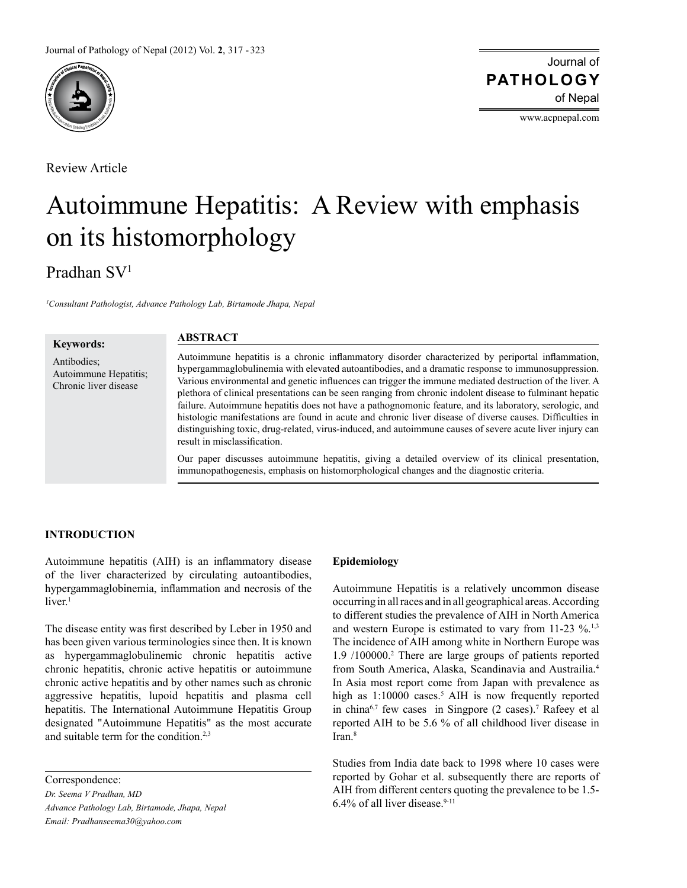Review Article

# Autoimmune Hepatitis: A Review with emphasis on its histomorphology

Pradhan SV[1]

*[1]Consultant Pathologist, Advance Pathology Lab, Birtamode Jhapa, Nepal*

**Keywords:**

Antibodies;
Autoimmune Hepatitis;
Chronic liver disease

## ABSTRACT

Autoimmune hepatitis is a chronic inflammatory disorder characterized by periportal inflammation, hypergammaglobulinemia with elevated autoantibodies, and a dramatic response to immunosuppression. Various environmental and genetic influences can trigger the immune mediated destruction of the liver. A plethora of clinical presentations can be seen ranging from chronic indolent disease to fulminant hepatic failure. Autoimmune hepatitis does not have a pathognomonic feature, and its laboratory, serologic, and histologic manifestations are found in acute and chronic liver disease of diverse causes. Difficulties in distinguishing toxic, drug-related, virus-induced, and autoimmune causes of severe acute liver injury can result in misclassification.

Our paper discusses autoimmune hepatitis, giving a detailed overview of its clinical presentation, immunopathogenesis, emphasis on histomorphological changes and the diagnostic criteria.

## INTRODUCTION

Autoimmune hepatitis (AIH) is an inflammatory disease of the liver characterized by circulating autoantibodies, hypergammaglobinemia, inflammation and necrosis of the liver.[1]

The disease entity was first described by Leber in 1950 and has been given various terminologies since then. It is known as hypergammaglobulinemic chronic hepatitis active chronic hepatitis, chronic active hepatitis or autoimmune chronic active hepatitis and by other names such as chronic aggressive hepatitis, lupoid hepatitis and plasma cell hepatitis. The International Autoimmune Hepatitis Group designated "Autoimmune Hepatitis" as the most accurate and suitable term for the condition.[2,3]

Correspondence:
*Dr. Seema V Pradhan, MD*
*Advance Pathology Lab, Birtamode, Jhapa, Nepal*
*Email: Pradhanseema30@yahoo.com*

### Epidemiology

Autoimmune Hepatitis is a relatively uncommon disease occurring in all races and in all geographical areas. According to different studies the prevalence of AIH in North America and western Europe is estimated to vary from 11-23 %.[1,3] The incidence of AIH among white in Northern Europe was 1.9 /100000.[2] There are large groups of patients reported from South America, Alaska, Scandinavia and Austrailia.[4] In Asia most report come from Japan with prevalence as high as 1:10000 cases.[5] AIH is now frequently reported in china[6,7] few cases in Singpore (2 cases).[7] Rafeey et al reported AIH to be 5.6 % of all childhood liver disease in Iran.[8]

Studies from India date back to 1998 where 10 cases were reported by Gohar et al. subsequently there are reports of AIH from different centers quoting the prevalence to be 1.5-6.4% of all liver disease.[9-11]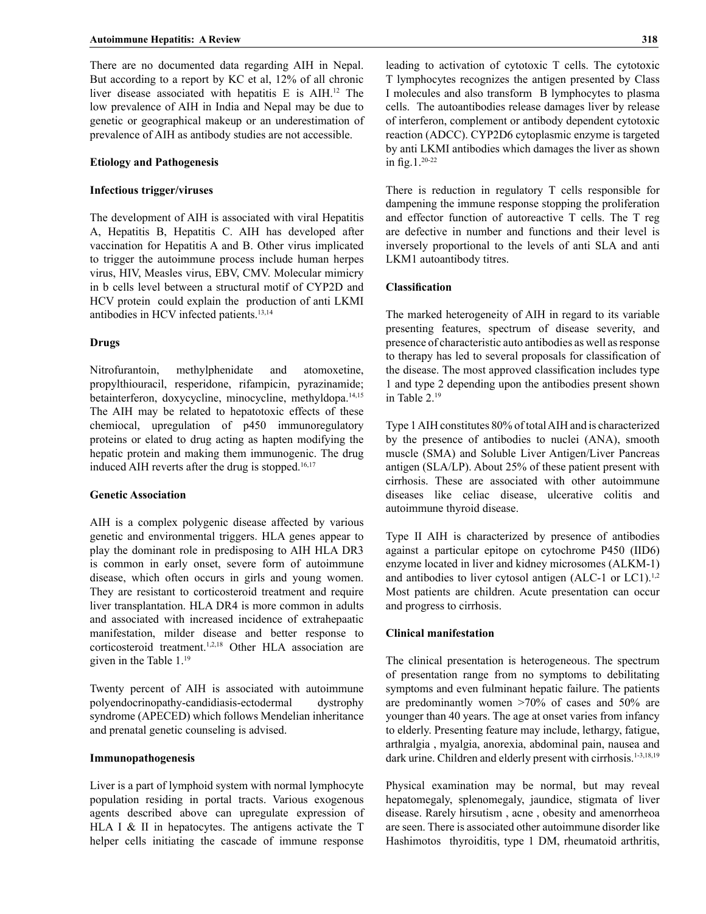There are no documented data regarding AIH in Nepal. But according to a report by KC et al, 12% of all chronic liver disease associated with hepatitis E is AIH.[12] The low prevalence of AIH in India and Nepal may be due to genetic or geographical makeup or an underestimation of prevalence of AIH as antibody studies are not accessible.

### Etiology and Pathogenesis

#### Infectious trigger/viruses

The development of AIH is associated with viral Hepatitis A, Hepatitis B, Hepatitis C. AIH has developed after vaccination for Hepatitis A and B. Other virus implicated to trigger the autoimmune process include human herpes virus, HIV, Measles virus, EBV, CMV. Molecular mimicry in b cells level between a structural motif of CYP2D and HCV protein could explain the production of anti LKMI antibodies in HCV infected patients.[13,14]

#### Drugs

Nitrofurantoin, methylphenidate and atomoxetine, propylthiouracil, resperidone, rifampicin, pyrazinamide; betainterferon, doxycycline, minocycline, methyldopa.[14,15] The AIH may be related to hepatotoxic effects of these chemiocal, upregulation of p450 immunoregulatory proteins or elated to drug acting as hapten modifying the hepatic protein and making them immunogenic. The drug induced AIH reverts after the drug is stopped.[16,17]

#### Genetic Association

AIH is a complex polygenic disease affected by various genetic and environmental triggers. HLA genes appear to play the dominant role in predisposing to AIH HLA DR3 is common in early onset, severe form of autoimmune disease, which often occurs in girls and young women. They are resistant to corticosteroid treatment and require liver transplantation. HLA DR4 is more common in adults and associated with increased incidence of extrahepaatic manifestation, milder disease and better response to corticosteroid treatment.[1,2,18] Other HLA association are given in the Table 1.[19]

Twenty percent of AIH is associated with autoimmune polyendocrinopathy-candidiasis-ectodermal dystrophy syndrome (APECED) which follows Mendelian inheritance and prenatal genetic counseling is advised.

#### Immunopathogenesis

Liver is a part of lymphoid system with normal lymphocyte population residing in portal tracts. Various exogenous agents described above can upregulate expression of HLA I & II in hepatocytes. The antigens activate the T helper cells initiating the cascade of immune response leading to activation of cytotoxic T cells. The cytotoxic T lymphocytes recognizes the antigen presented by Class I molecules and also transform B lymphocytes to plasma cells. The autoantibodies release damages liver by release of interferon, complement or antibody dependent cytotoxic reaction (ADCC). CYP2D6 cytoplasmic enzyme is targeted by anti LKMI antibodies which damages the liver as shown in fig.1.[20-22]

There is reduction in regulatory T cells responsible for dampening the immune response stopping the proliferation and effector function of autoreactive T cells. The T reg are defective in number and functions and their level is inversely proportional to the levels of anti SLA and anti LKM1 autoantibody titres.

#### Classification

The marked heterogeneity of AIH in regard to its variable presenting features, spectrum of disease severity, and presence of characteristic auto antibodies as well as response to therapy has led to several proposals for classification of the disease. The most approved classification includes type 1 and type 2 depending upon the antibodies present shown in Table 2.[19]

Type 1 AIH constitutes 80% of total AIH and is characterized by the presence of antibodies to nuclei (ANA), smooth muscle (SMA) and Soluble Liver Antigen/Liver Pancreas antigen (SLA/LP). About 25% of these patient present with cirrhosis. These are associated with other autoimmune diseases like celiac disease, ulcerative colitis and autoimmune thyroid disease.

Type II AIH is characterized by presence of antibodies against a particular epitope on cytochrome P450 (IID6) enzyme located in liver and kidney microsomes (ALKM-1) and antibodies to liver cytosol antigen (ALC-1 or LC1).[1,2] Most patients are children. Acute presentation can occur and progress to cirrhosis.

#### Clinical manifestation

The clinical presentation is heterogeneous. The spectrum of presentation range from no symptoms to debilitating symptoms and even fulminant hepatic failure. The patients are predominantly women >70% of cases and 50% are younger than 40 years. The age at onset varies from infancy to elderly. Presenting feature may include, lethargy, fatigue, arthralgia , myalgia, anorexia, abdominal pain, nausea and dark urine. Children and elderly present with cirrhosis.[1-3,18,19]

Physical examination may be normal, but may reveal hepatomegaly, splenomegaly, jaundice, stigmata of liver disease. Rarely hirsutism , acne , obesity and amenorrheoa are seen. There is associated other autoimmune disorder like Hashimotos thyroiditis, type 1 DM, rheumatoid arthritis,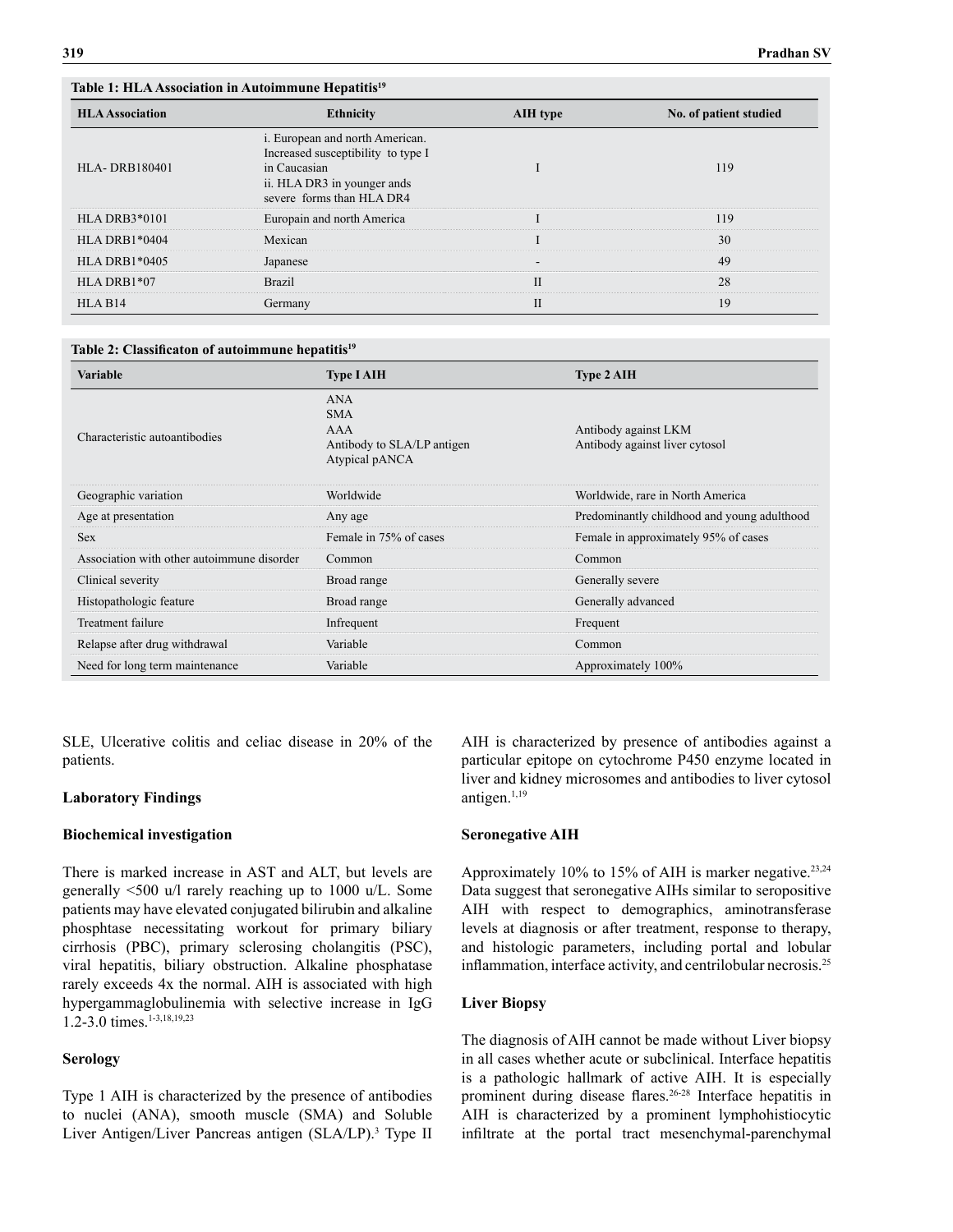**Table 1: HLA Association in Autoimmune Hepatitis[19]**

| HLA Association | Ethnicity | AIH type | No. of patient studied |
|---|---|---|---|
| HLA- DRB180401 | i. European and north American. Increased susceptibility to type I in Caucasian<br>ii. HLA DR3 in younger ands severe forms than HLA DR4 | I | 119 |
| HLA DRB3*0101 | Europain and north America | I | 119 |
| HLA DRB1*0404 | Mexican | I | 30 |
| HLA DRB1*0405 | Japanese | - | 49 |
| HLA DRB1*07 | Brazil | II | 28 |
| HLA B14 | Germany | II | 19 |

**Table 2: Classificaton of autoimmune hepatitis[19]**

| Variable | Type I AIH | Type 2 AIH |
|---|---|---|
| Characteristic autoantibodies | ANA<br>SMA<br>AAA<br>Antibody to SLA/LP antigen<br>Atypical pANCA | Antibody against LKM<br>Antibody against liver cytosol |
| Geographic variation | Worldwide | Worldwide, rare in North America |
| Age at presentation | Any age | Predominantly childhood and young adulthood |
| Sex | Female in 75% of cases | Female in approximately 95% of cases |
| Association with other autoimmune disorder | Common | Common |
| Clinical severity | Broad range | Generally severe |
| Histopathologic feature | Broad range | Generally advanced |
| Treatment failure | Infrequent | Frequent |
| Relapse after drug withdrawal | Variable | Common |
| Need for long term maintenance | Variable | Approximately 100% |

SLE, Ulcerative colitis and celiac disease in 20% of the patients.

### Laboratory Findings

### Biochemical investigation

There is marked increase in AST and ALT, but levels are generally <500 u/l rarely reaching up to 1000 u/L. Some patients may have elevated conjugated bilirubin and alkaline phosphtase necessitating workout for primary biliary cirrhosis (PBC), primary sclerosing cholangitis (PSC), viral hepatitis, biliary obstruction. Alkaline phosphatase rarely exceeds 4x the normal. AIH is associated with high hypergammaglobulinemia with selective increase in IgG 1.2-3.0 times.[1-3,18,19,23]

### Serology

Type 1 AIH is characterized by the presence of antibodies to nuclei (ANA), smooth muscle (SMA) and Soluble Liver Antigen/Liver Pancreas antigen (SLA/LP).[3] Type II AIH is characterized by presence of antibodies against a particular epitope on cytochrome P450 enzyme located in liver and kidney microsomes and antibodies to liver cytosol antigen.[1,19]

### Seronegative AIH

Approximately 10% to 15% of AIH is marker negative.[23,24] Data suggest that seronegative AIHs similar to seropositive AIH with respect to demographics, aminotransferase levels at diagnosis or after treatment, response to therapy, and histologic parameters, including portal and lobular inflammation, interface activity, and centrilobular necrosis.[25]

### Liver Biopsy

The diagnosis of AIH cannot be made without Liver biopsy in all cases whether acute or subclinical. Interface hepatitis is a pathologic hallmark of active AIH. It is especially prominent during disease flares.[26-28] Interface hepatitis in AIH is characterized by a prominent lymphohistiocytic infiltrate at the portal tract mesenchymal-parenchymal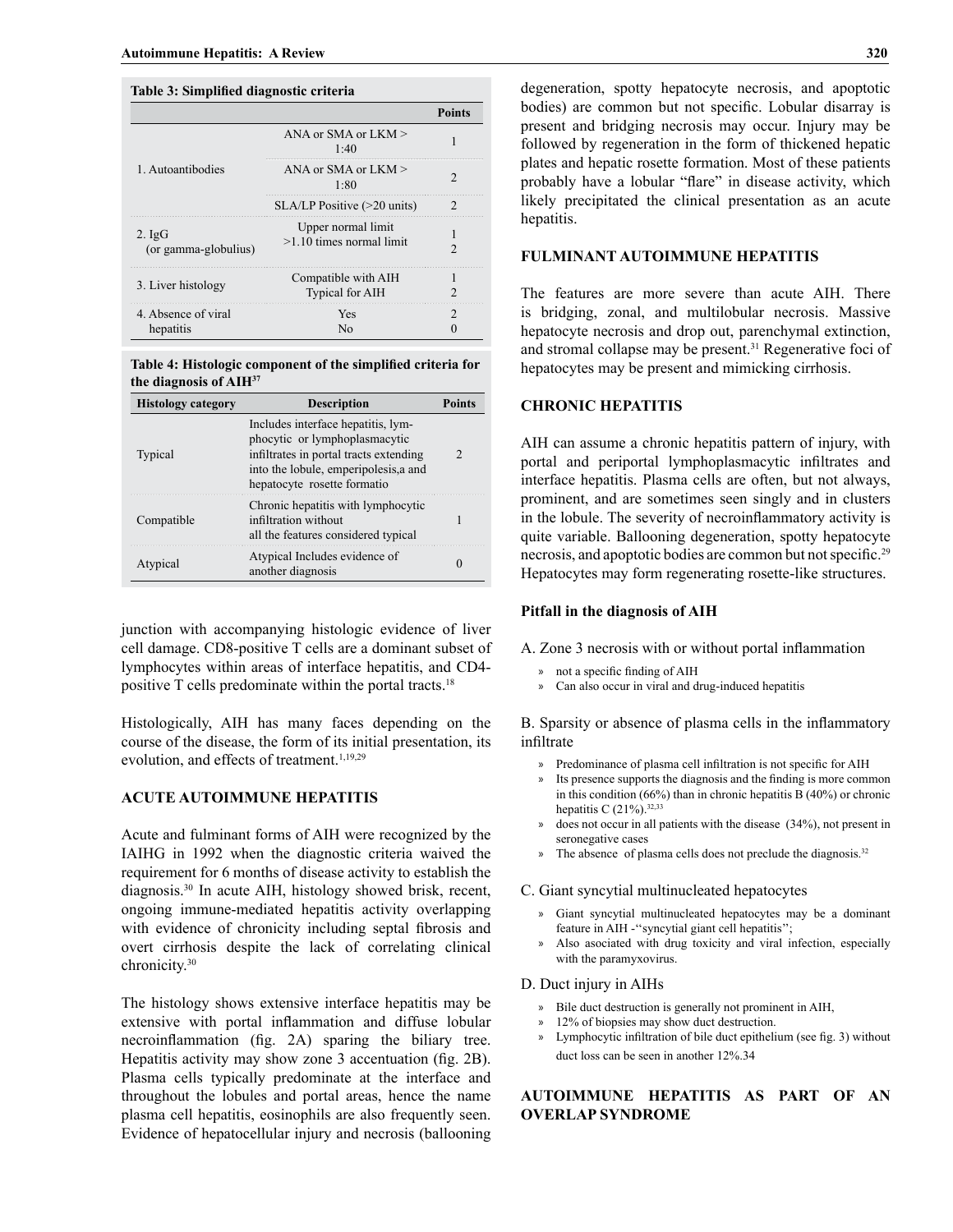**Table 3: Simplified diagnostic criteria**

| | | Points |
|---|---|---|
| 1. Autoantibodies | ANA or SMA or LKM > 1:40 | 1 |
| | ANA or SMA or LKM > 1:80 | 2 |
| | SLA/LP Positive (>20 units) | 2 |
| 2. IgG (or gamma-globulius) | Upper normal limit | 1 |
| | >1.10 times normal limit | 2 |
| 3. Liver histology | Compatible with AIH | 1 |
| | Typical for AIH | 2 |
| 4. Absence of viral hepatitis | Yes | 2 |
| | No | 0 |

**Table 4: Histologic component of the simplified criteria for the diagnosis of AIH[37]**

| Histology category | Description | Points |
|---|---|---|
| Typical | Includes interface hepatitis, lymphocytic or lymphoplasmacytic infiltrates in portal tracts extending into the lobule, emperipolesis,a and hepatocyte rosette formatio | 2 |
| Compatible | Chronic hepatitis with lymphocytic infiltration without all the features considered typical | 1 |
| Atypical | Atypical Includes evidence of another diagnosis | 0 |

junction with accompanying histologic evidence of liver cell damage. CD8-positive T cells are a dominant subset of lymphocytes within areas of interface hepatitis, and CD4-positive T cells predominate within the portal tracts.[18]

Histologically, AIH has many faces depending on the course of the disease, the form of its initial presentation, its evolution, and effects of treatment.[1,19,29]

## ACUTE AUTOIMMUNE HEPATITIS

Acute and fulminant forms of AIH were recognized by the IAIHG in 1992 when the diagnostic criteria waived the requirement for 6 months of disease activity to establish the diagnosis.[30] In acute AIH, histology showed brisk, recent, ongoing immune-mediated hepatitis activity overlapping with evidence of chronicity including septal fibrosis and overt cirrhosis despite the lack of correlating clinical chronicity.[30]

The histology shows extensive interface hepatitis may be extensive with portal inflammation and diffuse lobular necroinflammation (fig. 2A) sparing the biliary tree. Hepatitis activity may show zone 3 accentuation (fig. 2B). Plasma cells typically predominate at the interface and throughout the lobules and portal areas, hence the name plasma cell hepatitis, eosinophils are also frequently seen. Evidence of hepatocellular injury and necrosis (ballooning degeneration, spotty hepatocyte necrosis, and apoptotic bodies) are common but not specific. Lobular disarray is present and bridging necrosis may occur. Injury may be followed by regeneration in the form of thickened hepatic plates and hepatic rosette formation. Most of these patients probably have a lobular "flare" in disease activity, which likely precipitated the clinical presentation as an acute hepatitis.

## FULMINANT AUTOIMMUNE HEPATITIS

The features are more severe than acute AIH. There is bridging, zonal, and multilobular necrosis. Massive hepatocyte necrosis and drop out, parenchymal extinction, and stromal collapse may be present.[31] Regenerative foci of hepatocytes may be present and mimicking cirrhosis.

## CHRONIC HEPATITIS

AIH can assume a chronic hepatitis pattern of injury, with portal and periportal lymphoplasmacytic infiltrates and interface hepatitis. Plasma cells are often, but not always, prominent, and are sometimes seen singly and in clusters in the lobule. The severity of necroinflammatory activity is quite variable. Ballooning degeneration, spotty hepatocyte necrosis, and apoptotic bodies are common but not specific.[29] Hepatocytes may form regenerating rosette-like structures.

### Pitfall in the diagnosis of AIH

A. Zone 3 necrosis with or without portal inflammation

- not a specific finding of AIH
- Can also occur in viral and drug-induced hepatitis

B. Sparsity or absence of plasma cells in the inflammatory infiltrate

- Predominance of plasma cell infiltration is not specific for AIH
- Its presence supports the diagnosis and the finding is more common in this condition (66%) than in chronic hepatitis B (40%) or chronic hepatitis C (21%).[32,33]
- does not occur in all patients with the disease (34%), not present in seronegative cases
- The absence of plasma cells does not preclude the diagnosis.[32]

C. Giant syncytial multinucleated hepatocytes

- Giant syncytial multinucleated hepatocytes may be a dominant feature in AIH -''syncytial giant cell hepatitis'';
- Also asociated with drug toxicity and viral infection, especially with the paramyxovirus.

D. Duct injury in AIHs

- Bile duct destruction is generally not prominent in AIH,
- 12% of biopsies may show duct destruction.
- Lymphocytic infiltration of bile duct epithelium (see fig. 3) without duct loss can be seen in another 12%.34

## AUTOIMMUNE HEPATITIS AS PART OF AN OVERLAP SYNDROME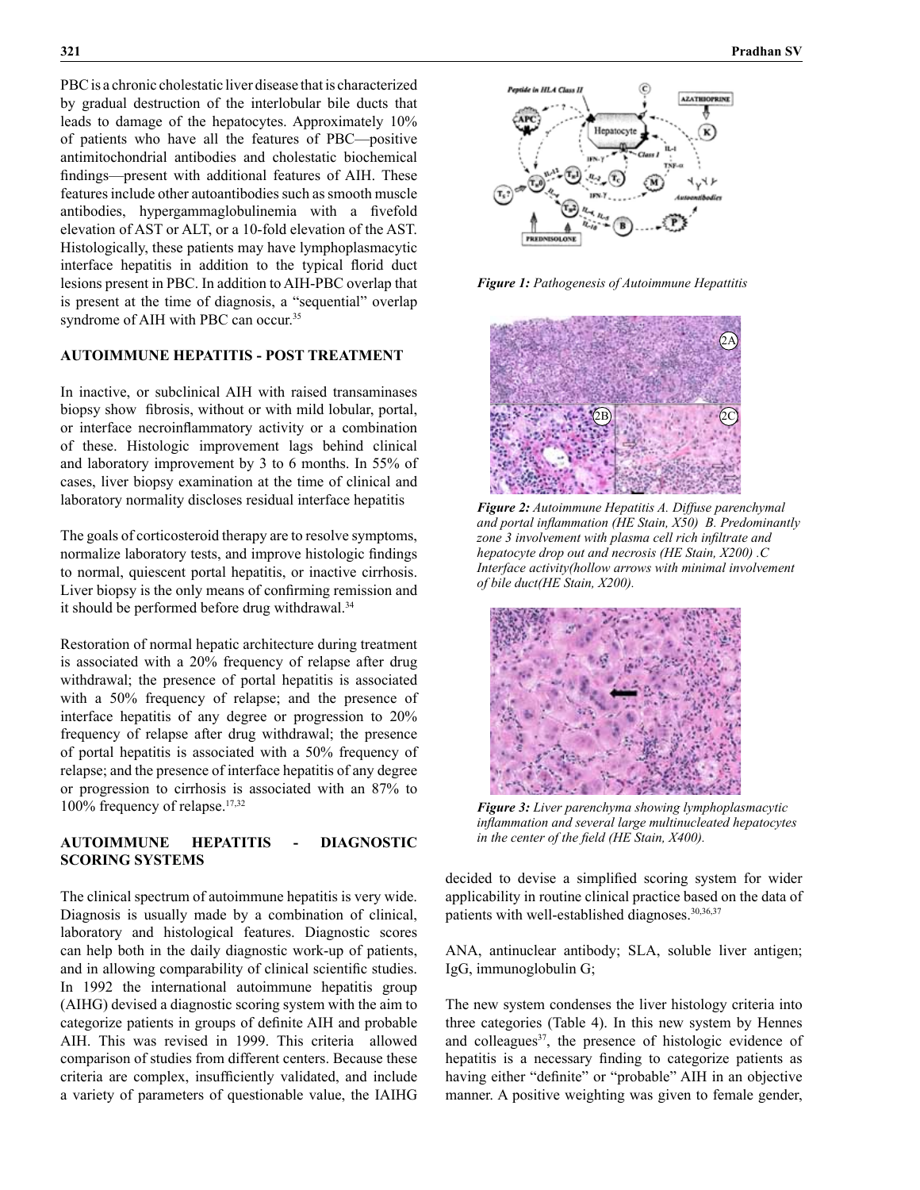PBC is a chronic cholestatic liver disease that is characterized by gradual destruction of the interlobular bile ducts that leads to damage of the hepatocytes. Approximately 10% of patients who have all the features of PBC—positive antimitochondrial antibodies and cholestatic biochemical findings—present with additional features of AIH. These features include other autoantibodies such as smooth muscle antibodies, hypergammaglobulinemia with a fivefold elevation of AST or ALT, or a 10-fold elevation of the AST. Histologically, these patients may have lymphoplasmacytic interface hepatitis in addition to the typical florid duct lesions present in PBC. In addition to AIH-PBC overlap that is present at the time of diagnosis, a "sequential" overlap syndrome of AIH with PBC can occur.[35]

## AUTOIMMUNE HEPATITIS - POST TREATMENT

In inactive, or subclinical AIH with raised transaminases biopsy show fibrosis, without or with mild lobular, portal, or interface necroinflammatory activity or a combination of these. Histologic improvement lags behind clinical and laboratory improvement by 3 to 6 months. In 55% of cases, liver biopsy examination at the time of clinical and laboratory normality discloses residual interface hepatitis

The goals of corticosteroid therapy are to resolve symptoms, normalize laboratory tests, and improve histologic findings to normal, quiescent portal hepatitis, or inactive cirrhosis. Liver biopsy is the only means of confirming remission and it should be performed before drug withdrawal.[34]

Restoration of normal hepatic architecture during treatment is associated with a 20% frequency of relapse after drug withdrawal; the presence of portal hepatitis is associated with a 50% frequency of relapse; and the presence of interface hepatitis of any degree or progression to 20% frequency of relapse after drug withdrawal; the presence of portal hepatitis is associated with a 50% frequency of relapse; and the presence of interface hepatitis of any degree or progression to cirrhosis is associated with an 87% to 100% frequency of relapse.[17,32]

## AUTOIMMUNE HEPATITIS - DIAGNOSTIC SCORING SYSTEMS

The clinical spectrum of autoimmune hepatitis is very wide. Diagnosis is usually made by a combination of clinical, laboratory and histological features. Diagnostic scores can help both in the daily diagnostic work-up of patients, and in allowing comparability of clinical scientific studies. In 1992 the international autoimmune hepatitis group (AIHG) devised a diagnostic scoring system with the aim to categorize patients in groups of definite AIH and probable AIH. This was revised in 1999. This criteria allowed comparison of studies from different centers. Because these criteria are complex, insufficiently validated, and include a variety of parameters of questionable value, the IAIHG decided to devise a simplified scoring system for wider applicability in routine clinical practice based on the data of patients with well-established diagnoses.[30,36,37]

*Figure 1: Pathogenesis of Autoimmune Hepattitis*

*Figure 2: Autoimmune Hepatitis A. Diffuse parenchymal and portal inflammation (HE Stain, X50) B. Predominantly zone 3 involvement with plasma cell rich infiltrate and hepatocyte drop out and necrosis (HE Stain, X200) .C Interface activity(hollow arrows with minimal involvement of bile duct(HE Stain, X200).*

*Figure 3: Liver parenchyma showing lymphoplasmacytic inflammation and several large multinucleated hepatocytes in the center of the field (HE Stain, X400).*

ANA, antinuclear antibody; SLA, soluble liver antigen; IgG, immunoglobulin G;

The new system condenses the liver histology criteria into three categories (Table 4). In this new system by Hennes and colleagues[37], the presence of histologic evidence of hepatitis is a necessary finding to categorize patients as having either "definite" or "probable" AIH in an objective manner. A positive weighting was given to female gender,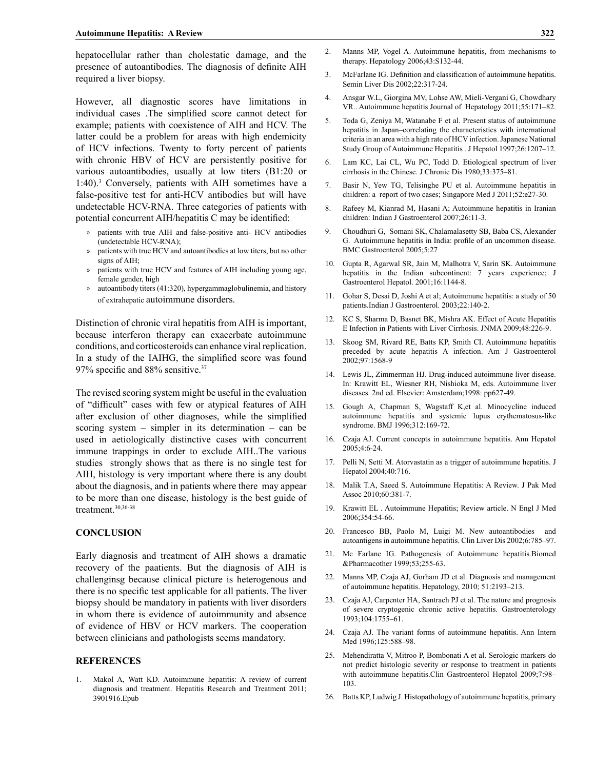hepatocellular rather than cholestatic damage, and the presence of autoantibodies. The diagnosis of definite AIH required a liver biopsy.

However, all diagnostic scores have limitations in individual cases .The simplified score cannot detect for example; patients with coexistence of AIH and HCV. The latter could be a problem for areas with high endemicity of HCV infections. Twenty to forty percent of patients with chronic HBV of HCV are persistently positive for various autoantibodies, usually at low titers (B1:20 or 1:40).[3] Conversely, patients with AIH sometimes have a false-positive test for anti-HCV antibodies but will have undetectable HCV-RNA. Three categories of patients with potential concurrent AIH/hepatitis C may be identified:

- » patients with true AIH and false-positive anti- HCV antibodies (undetectable HCV-RNA);
- » patients with true HCV and autoantibodies at low titers, but no other signs of AIH;
- » patients with true HCV and features of AIH including young age, female gender, high
- » autoantibody titers (41:320), hypergammaglobulinemia, and history of extrahepatic autoimmune disorders.

Distinction of chronic viral hepatitis from AIH is important, because interferon therapy can exacerbate autoimmune conditions, and corticosteroids can enhance viral replication. In a study of the IAIHG, the simplified score was found 97% specific and 88% sensitive.[37]

The revised scoring system might be useful in the evaluation of "difficult" cases with few or atypical features of AIH after exclusion of other diagnoses, while the simplified scoring system – simpler in its determination – can be used in aetiologically distinctive cases with concurrent immune trappings in order to exclude AIH..The various studies strongly shows that as there is no single test for AIH, histology is very important where there is any doubt about the diagnosis, and in patients where there may appear to be more than one disease, histology is the best guide of treatment.[30,36-38]

## CONCLUSION

Early diagnosis and treatment of AIH shows a dramatic recovery of the paatients. But the diagnosis of AIH is challenginsg because clinical picture is heterogenous and there is no specific test applicable for all patients. The liver biopsy should be mandatory in patients with liver disorders in whom there is evidence of autoimmunity and absence of evidence of HBV or HCV markers. The cooperation between clinicians and pathologists seems mandatory.

## REFERENCES

1. Makol A, Watt KD. Autoimmune hepatitis: A review of current diagnosis and treatment. Hepatitis Research and Treatment 2011; 3901916.Epub
2. Manns MP, Vogel A. Autoimmune hepatitis, from mechanisms to therapy. Hepatology 2006;43:S132-44.
3. McFarlane IG. Definition and classification of autoimmune hepatitis. Semin Liver Dis 2002;22:317-24.
4. Ansgar W.L, Giorgina MV, Lohse AW, Mieli-Vergani G, Chowdhary VR.. Autoimmune hepatitis Journal of Hepatology 2011;55:171–82.
5. Toda G, Zeniya M, Watanabe F et al. Present status of autoimmune hepatitis in Japan–correlating the characteristics with international criteria in an area with a high rate of HCV infection. Japanese National Study Group of Autoimmune Hepatitis . J Hepatol 1997;26:1207–12.
6. Lam KC, Lai CL, Wu PC, Todd D. Etiological spectrum of liver cirrhosis in the Chinese. J Chronic Dis 1980;33:375–81.
7. Basir N, Yew TG, Telisinghe PU et al. Autoimmune hepatitis in children: a report of two cases; Singapore Med J 2011;52:e27-30.
8. Rafeey M, Kianrad M, Hasani A; Autoimmune hepatitis in Iranian children: Indian J Gastroenterol 2007;26:11-3.
9. Choudhuri G, Somani SK, Chalamalasetty SB, Baba CS, Alexander G. Autoimmune hepatitis in India: profile of an uncommon disease. BMC Gastroenterol 2005;5:27
10. Gupta R, Agarwal SR, Jain M, Malhotra V, Sarin SK. Autoimmune hepatitis in the Indian subcontinent: 7 years experience; J Gastroenterol Hepatol. 2001;16:1144-8.
11. Gohar S, Desai D, Joshi A et al; Autoimmune hepatitis: a study of 50 patients.Indian J Gastroenterol. 2003;22:140-2.
12. KC S, Sharma D, Basnet BK, Mishra AK. Effect of Acute Hepatitis E Infection in Patients with Liver Cirrhosis. JNMA 2009;48:226-9.
13. Skoog SM, Rivard RE, Batts KP, Smith CI. Autoimmune hepatitis preceded by acute hepatitis A infection. Am J Gastroenterol 2002;97:1568-9
14. Lewis JL, Zimmerman HJ. Drug-induced autoimmune liver disease. In: Krawitt EL, Wiesner RH, Nishioka M, eds. Autoimmune liver diseases. 2nd ed. Elsevier: Amsterdam;1998: pp627-49.
15. Gough A, Chapman S, Wagstaff K,et al. Minocycline induced autoimmune hepatitis and systemic lupus erythematosus-like syndrome. BMJ 1996;312:169-72.
16. Czaja AJ. Current concepts in autoimmune hepatitis. Ann Hepatol 2005;4:6-24.
17. Pelli N, Setti M. Atorvastatin as a trigger of autoimmune hepatitis. J Hepatol 2004;40:716.
18. Malik T.A, Saeed S. Autoimmune Hepatitis: A Review. J Pak Med Assoc 2010;60:381-7.
19. Krawitt EL . Autoimmune Hepatitis; Review article. N Engl J Med 2006;354:54-66.
20. Francesco BB, Paolo M, Luigi M. New autoantibodies and autoantigens in autoimmune hepatitis. Clin Liver Dis 2002;6:785–97.
21. Mc Farlane IG. Pathogenesis of Autoimmune hepatitis.Biomed &Pharmacother 1999;53;255-63.
22. Manns MP, Czaja AJ, Gorham JD et al. Diagnosis and management of autoimmune hepatitis. Hepatology, 2010; 51:2193–213.
23. Czaja AJ, Carpenter HA, Santrach PJ et al. The nature and prognosis of severe cryptogenic chronic active hepatitis. Gastroenterology 1993;104:1755–61.
24. Czaja AJ. The variant forms of autoimmune hepatitis. Ann Intern Med 1996;125:588–98.
25. Mehendiratta V, Mitroo P, Bombonati A et al. Serologic markers do not predict histologic severity or response to treatment in patients with autoimmune hepatitis.Clin Gastroenterol Hepatol 2009;7:98–103.
26. Batts KP, Ludwig J. Histopathology of autoimmune hepatitis, primary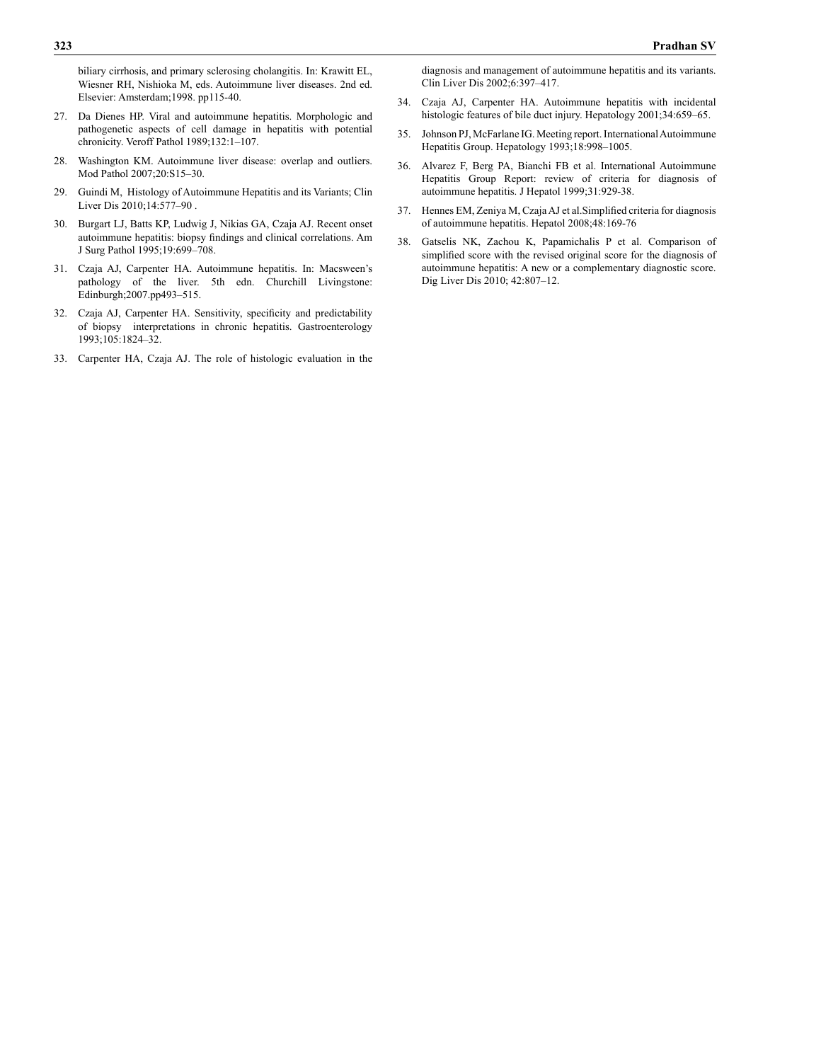biliary cirrhosis, and primary sclerosing cholangitis. In: Krawitt EL, Wiesner RH, Nishioka M, eds. Autoimmune liver diseases. 2nd ed. Elsevier: Amsterdam;1998. pp115-40.

27. Da Dienes HP. Viral and autoimmune hepatitis. Morphologic and pathogenetic aspects of cell damage in hepatitis with potential chronicity. Veroff Pathol 1989;132:1–107.

28. Washington KM. Autoimmune liver disease: overlap and outliers. Mod Pathol 2007;20:S15–30.

29. Guindi M, Histology of Autoimmune Hepatitis and its Variants; Clin Liver Dis 2010;14:577–90 .

30. Burgart LJ, Batts KP, Ludwig J, Nikias GA, Czaja AJ. Recent onset autoimmune hepatitis: biopsy findings and clinical correlations. Am J Surg Pathol 1995;19:699–708.

31. Czaja AJ, Carpenter HA. Autoimmune hepatitis. In: Macsween's pathology of the liver. 5th edn. Churchill Livingstone: Edinburgh;2007.pp493–515.

32. Czaja AJ, Carpenter HA. Sensitivity, specificity and predictability of biopsy interpretations in chronic hepatitis. Gastroenterology 1993;105:1824–32.

33. Carpenter HA, Czaja AJ. The role of histologic evaluation in the diagnosis and management of autoimmune hepatitis and its variants. Clin Liver Dis 2002;6:397–417.

34. Czaja AJ, Carpenter HA. Autoimmune hepatitis with incidental histologic features of bile duct injury. Hepatology 2001;34:659–65.

35. Johnson PJ, McFarlane IG. Meeting report. International Autoimmune Hepatitis Group. Hepatology 1993;18:998–1005.

36. Alvarez F, Berg PA, Bianchi FB et al. International Autoimmune Hepatitis Group Report: review of criteria for diagnosis of autoimmune hepatitis. J Hepatol 1999;31:929-38.

37. Hennes EM, Zeniya M, Czaja AJ et al.Simplified criteria for diagnosis of autoimmune hepatitis. Hepatol 2008;48:169-76

38. Gatselis NK, Zachou K, Papamichalis P et al. Comparison of simplified score with the revised original score for the diagnosis of autoimmune hepatitis: A new or a complementary diagnostic score. Dig Liver Dis 2010; 42:807–12.